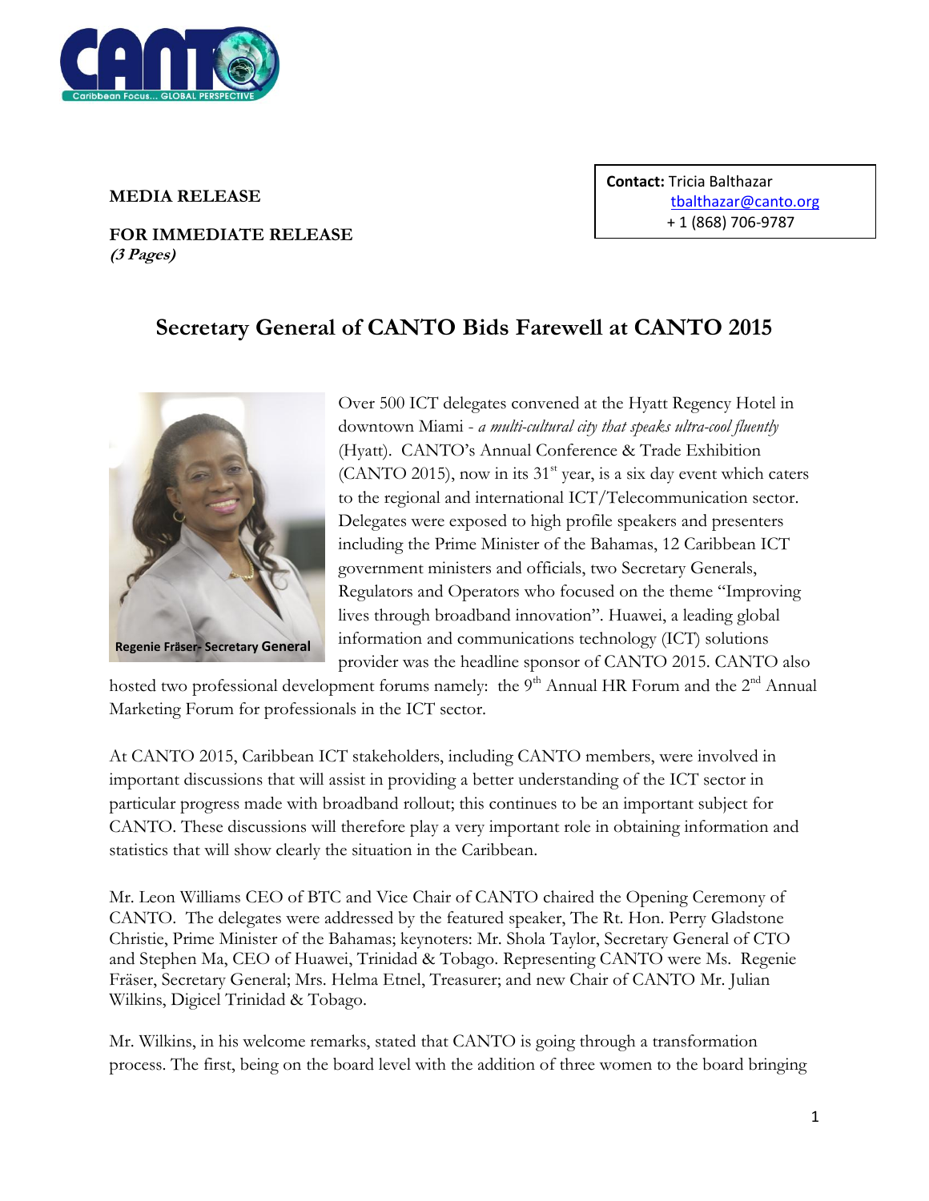**MEDIA RELEASE**

**FOR IMMEDIATE RELEASE**
***(3 Pages)***

**Contact:** Tricia Balthazar
tbalthazar@canto.org
+ 1 (868) 706-9787

# Secretary General of CANTO Bids Farewell at CANTO 2015

**Regenie Fräser- Secretary General**

Over 500 ICT delegates convened at the Hyatt Regency Hotel in downtown Miami - *a multi-cultural city that speaks ultra-cool fluently* (Hyatt). CANTO's Annual Conference & Trade Exhibition (CANTO 2015), now in its 31st year, is a six day event which caters to the regional and international ICT/Telecommunication sector. Delegates were exposed to high profile speakers and presenters including the Prime Minister of the Bahamas, 12 Caribbean ICT government ministers and officials, two Secretary Generals, Regulators and Operators who focused on the theme "Improving lives through broadband innovation". Huawei, a leading global information and communications technology (ICT) solutions provider was the headline sponsor of CANTO 2015. CANTO also hosted two professional development forums namely: the 9th Annual HR Forum and the 2nd Annual Marketing Forum for professionals in the ICT sector.

At CANTO 2015, Caribbean ICT stakeholders, including CANTO members, were involved in important discussions that will assist in providing a better understanding of the ICT sector in particular progress made with broadband rollout; this continues to be an important subject for CANTO. These discussions will therefore play a very important role in obtaining information and statistics that will show clearly the situation in the Caribbean.

Mr. Leon Williams CEO of BTC and Vice Chair of CANTO chaired the Opening Ceremony of CANTO. The delegates were addressed by the featured speaker, The Rt. Hon. Perry Gladstone Christie, Prime Minister of the Bahamas; keynoters: Mr. Shola Taylor, Secretary General of CTO and Stephen Ma, CEO of Huawei, Trinidad & Tobago. Representing CANTO were Ms. Regenie Fräser, Secretary General; Mrs. Helma Etnel, Treasurer; and new Chair of CANTO Mr. Julian Wilkins, Digicel Trinidad & Tobago.

Mr. Wilkins, in his welcome remarks, stated that CANTO is going through a transformation process. The first, being on the board level with the addition of three women to the board bringing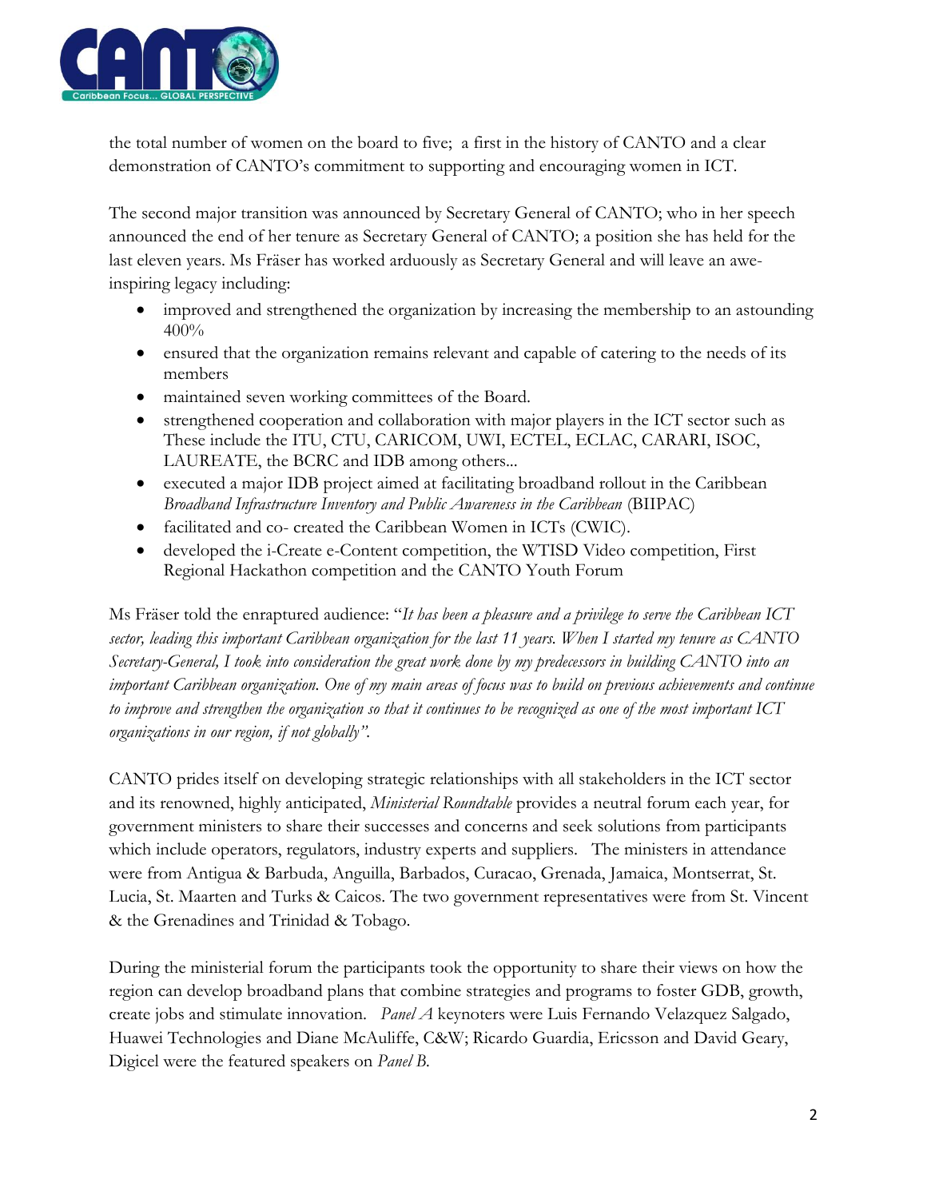the total number of women on the board to five; a first in the history of CANTO and a clear demonstration of CANTO's commitment to supporting and encouraging women in ICT.

The second major transition was announced by Secretary General of CANTO; who in her speech announced the end of her tenure as Secretary General of CANTO; a position she has held for the last eleven years. Ms Fräser has worked arduously as Secretary General and will leave an awe-inspiring legacy including:

- improved and strengthened the organization by increasing the membership to an astounding 400%
- ensured that the organization remains relevant and capable of catering to the needs of its members
- maintained seven working committees of the Board.
- strengthened cooperation and collaboration with major players in the ICT sector such as These include the ITU, CTU, CARICOM, UWI, ECTEL, ECLAC, CARARI, ISOC, LAUREATE, the BCRC and IDB among others...
- executed a major IDB project aimed at facilitating broadband rollout in the Caribbean *Broadband Infrastructure Inventory and Public Awareness in the Caribbean* (BIIPAC)
- facilitated and co- created the Caribbean Women in ICTs (CWIC).
- developed the i-Create e-Content competition, the WTISD Video competition, First Regional Hackathon competition and the CANTO Youth Forum

Ms Fräser told the enraptured audience: "*It has been a pleasure and a privilege to serve the Caribbean ICT sector, leading this important Caribbean organization for the last 11 years. When I started my tenure as CANTO Secretary-General, I took into consideration the great work done by my predecessors in building CANTO into an important Caribbean organization. One of my main areas of focus was to build on previous achievements and continue to improve and strengthen the organization so that it continues to be recognized as one of the most important ICT organizations in our region, if not globally".*

CANTO prides itself on developing strategic relationships with all stakeholders in the ICT sector and its renowned, highly anticipated, *Ministerial Roundtable* provides a neutral forum each year, for government ministers to share their successes and concerns and seek solutions from participants which include operators, regulators, industry experts and suppliers. The ministers in attendance were from Antigua & Barbuda, Anguilla, Barbados, Curacao, Grenada, Jamaica, Montserrat, St. Lucia, St. Maarten and Turks & Caicos. The two government representatives were from St. Vincent & the Grenadines and Trinidad & Tobago.

During the ministerial forum the participants took the opportunity to share their views on how the region can develop broadband plans that combine strategies and programs to foster GDB, growth, create jobs and stimulate innovation. *Panel A* keynoters were Luis Fernando Velazquez Salgado, Huawei Technologies and Diane McAuliffe, C&W; Ricardo Guardia, Ericsson and David Geary, Digicel were the featured speakers on *Panel B*.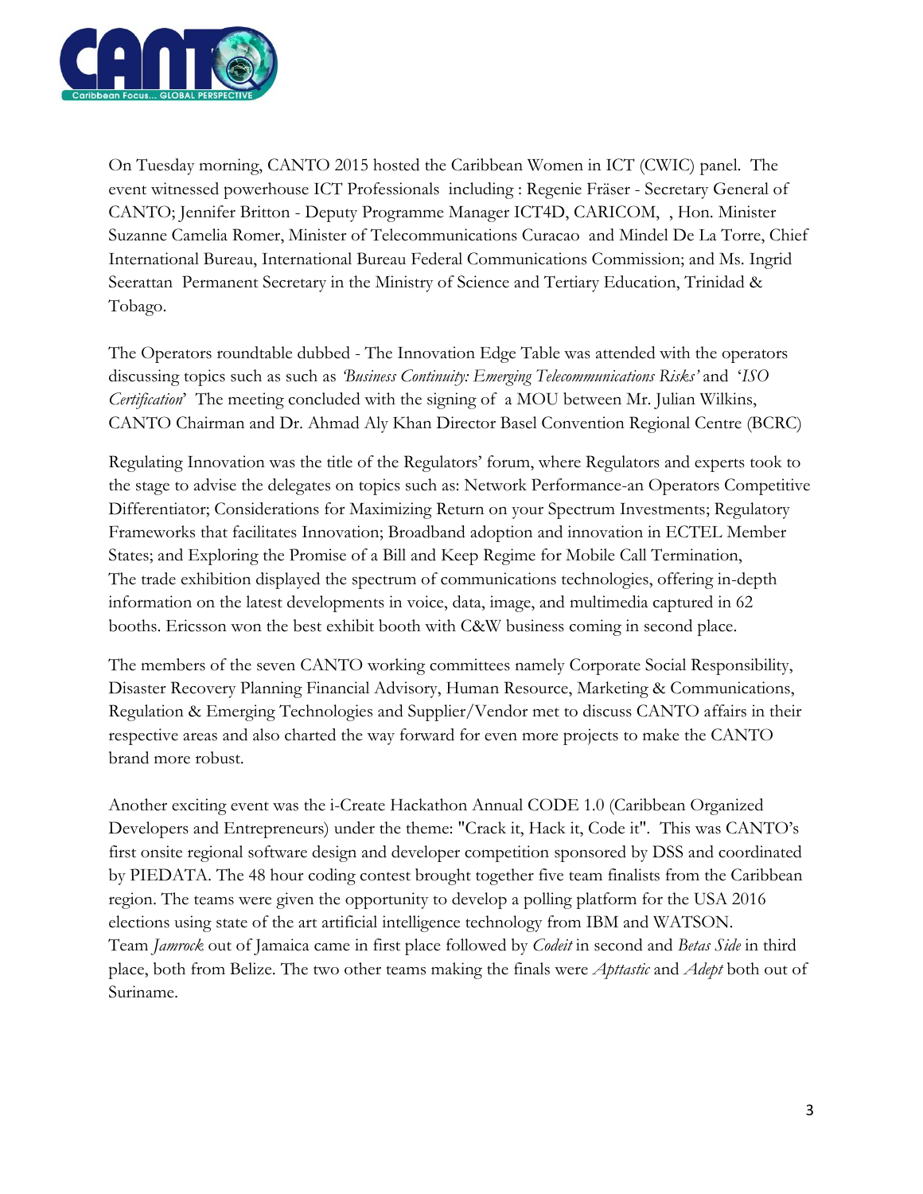On Tuesday morning, CANTO 2015 hosted the Caribbean Women in ICT (CWIC) panel. The event witnessed powerhouse ICT Professionals including : Regenie Fräser - Secretary General of CANTO; Jennifer Britton - Deputy Programme Manager ICT4D, CARICOM, , Hon. Minister Suzanne Camelia Romer, Minister of Telecommunications Curacao and Mindel De La Torre, Chief International Bureau, International Bureau Federal Communications Commission; and Ms. Ingrid Seerattan Permanent Secretary in the Ministry of Science and Tertiary Education, Trinidad & Tobago.

The Operators roundtable dubbed - The Innovation Edge Table was attended with the operators discussing topics such as such as *'Business Continuity: Emerging Telecommunications Risks'* and *'ISO Certification'* The meeting concluded with the signing of a MOU between Mr. Julian Wilkins, CANTO Chairman and Dr. Ahmad Aly Khan Director Basel Convention Regional Centre (BCRC)

Regulating Innovation was the title of the Regulators' forum, where Regulators and experts took to the stage to advise the delegates on topics such as: Network Performance-an Operators Competitive Differentiator; Considerations for Maximizing Return on your Spectrum Investments; Regulatory Frameworks that facilitates Innovation; Broadband adoption and innovation in ECTEL Member States; and Exploring the Promise of a Bill and Keep Regime for Mobile Call Termination,
The trade exhibition displayed the spectrum of communications technologies, offering in-depth information on the latest developments in voice, data, image, and multimedia captured in 62 booths. Ericsson won the best exhibit booth with C&W business coming in second place.

The members of the seven CANTO working committees namely Corporate Social Responsibility, Disaster Recovery Planning Financial Advisory, Human Resource, Marketing & Communications, Regulation & Emerging Technologies and Supplier/Vendor met to discuss CANTO affairs in their respective areas and also charted the way forward for even more projects to make the CANTO brand more robust.

Another exciting event was the i-Create Hackathon Annual CODE 1.0 (Caribbean Organized Developers and Entrepreneurs) under the theme: "Crack it, Hack it, Code it". This was CANTO's first onsite regional software design and developer competition sponsored by DSS and coordinated by PIEDATA. The 48 hour coding contest brought together five team finalists from the Caribbean region. The teams were given the opportunity to develop a polling platform for the USA 2016 elections using state of the art artificial intelligence technology from IBM and WATSON.
Team *Jamrock* out of Jamaica came in first place followed by *Codeit* in second and *Betas Side* in third place, both from Belize. The two other teams making the finals were *Apttastic* and *Adept* both out of Suriname.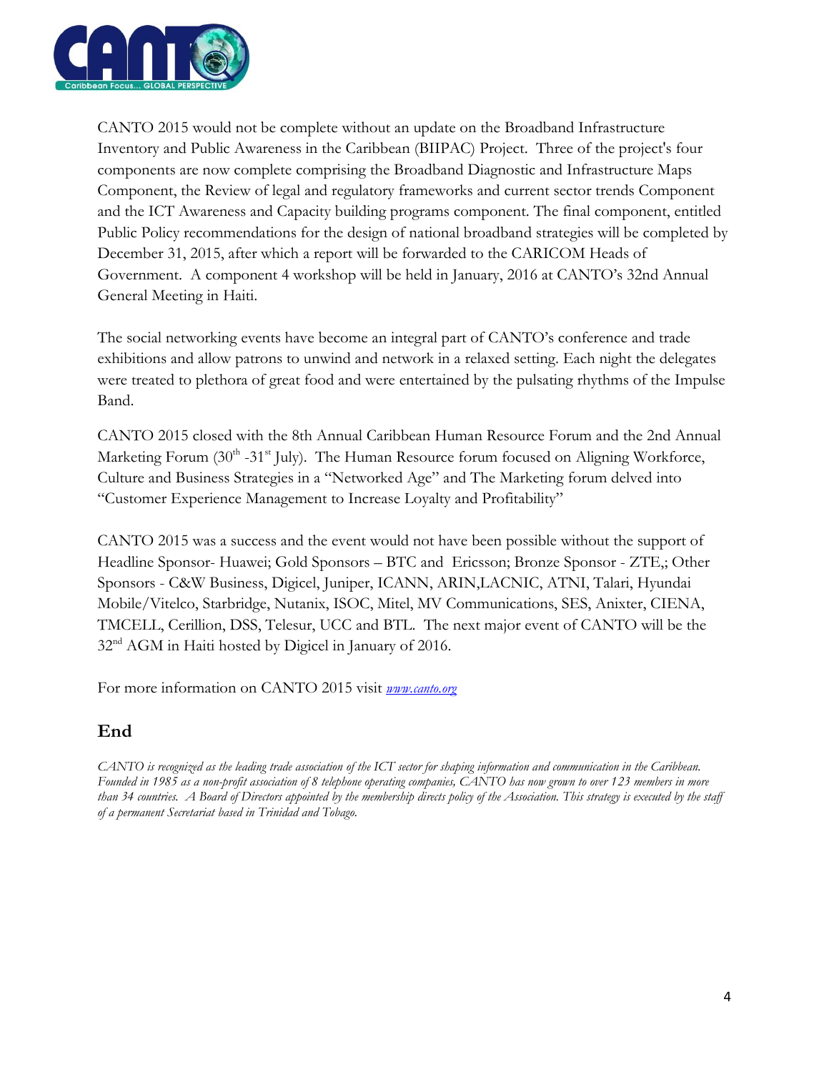CANTO 2015 would not be complete without an update on the Broadband Infrastructure Inventory and Public Awareness in the Caribbean (BIIPAC) Project. Three of the project's four components are now complete comprising the Broadband Diagnostic and Infrastructure Maps Component, the Review of legal and regulatory frameworks and current sector trends Component and the ICT Awareness and Capacity building programs component. The final component, entitled Public Policy recommendations for the design of national broadband strategies will be completed by December 31, 2015, after which a report will be forwarded to the CARICOM Heads of Government. A component 4 workshop will be held in January, 2016 at CANTO's 32nd Annual General Meeting in Haiti.

The social networking events have become an integral part of CANTO's conference and trade exhibitions and allow patrons to unwind and network in a relaxed setting. Each night the delegates were treated to plethora of great food and were entertained by the pulsating rhythms of the Impulse Band.

CANTO 2015 closed with the 8th Annual Caribbean Human Resource Forum and the 2nd Annual Marketing Forum (30th -31st July). The Human Resource forum focused on Aligning Workforce, Culture and Business Strategies in a "Networked Age" and The Marketing forum delved into "Customer Experience Management to Increase Loyalty and Profitability"

CANTO 2015 was a success and the event would not have been possible without the support of Headline Sponsor- Huawei; Gold Sponsors – BTC and Ericsson; Bronze Sponsor - ZTE,; Other Sponsors - C&W Business, Digicel, Juniper, ICANN, ARIN,LACNIC, ATNI, Talari, Hyundai Mobile/Vitelco, Starbridge, Nutanix, ISOC, Mitel, MV Communications, SES, Anixter, CIENA, TMCELL, Cerillion, DSS, Telesur, UCC and BTL. The next major event of CANTO will be the 32nd AGM in Haiti hosted by Digicel in January of 2016.

For more information on CANTO 2015 visit *www.canto.org*

## End

*CANTO is recognized as the leading trade association of the ICT sector for shaping information and communication in the Caribbean. Founded in 1985 as a non-profit association of 8 telephone operating companies, CANTO has now grown to over 123 members in more than 34 countries. A Board of Directors appointed by the membership directs policy of the Association. This strategy is executed by the staff of a permanent Secretariat based in Trinidad and Tobago.*